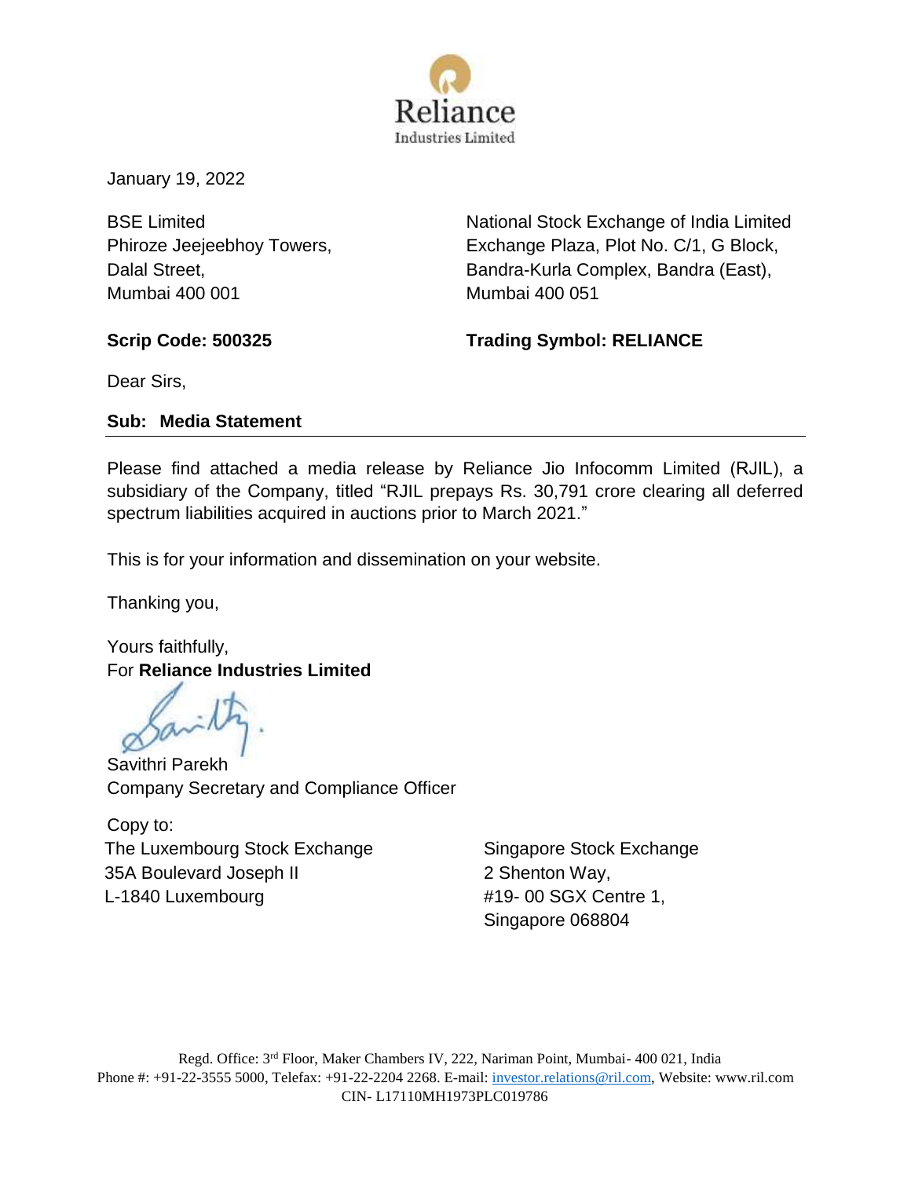Reliance
Industries Limited

January 19, 2022

BSE Limited
Phiroze Jeejeebhoy Towers,
Dalal Street,
Mumbai 400 001

National Stock Exchange of India Limited
Exchange Plaza, Plot No. C/1, G Block,
Bandra-Kurla Complex, Bandra (East),
Mumbai 400 051

**Scrip Code: 500325**

**Trading Symbol: RELIANCE**

Dear Sirs,

**Sub: Media Statement**

---

Please find attached a media release by Reliance Jio Infocomm Limited (RJIL), a subsidiary of the Company, titled “RJIL prepays Rs. 30,791 crore clearing all deferred spectrum liabilities acquired in auctions prior to March 2021.”

This is for your information and dissemination on your website.

Thanking you,

Yours faithfully,
For **Reliance Industries Limited**

Savithri Parekh
Company Secretary and Compliance Officer

Copy to:

The Luxembourg Stock Exchange
35A Boulevard Joseph II
L-1840 Luxembourg

Singapore Stock Exchange
2 Shenton Way,
#19- 00 SGX Centre 1,
Singapore 068804

Regd. Office: 3rd Floor, Maker Chambers IV, 222, Nariman Point, Mumbai- 400 021, India
Phone #: +91-22-3555 5000, Telefax: +91-22-2204 2268. E-mail: investor.relations@ril.com, Website: www.ril.com
CIN- L17110MH1973PLC019786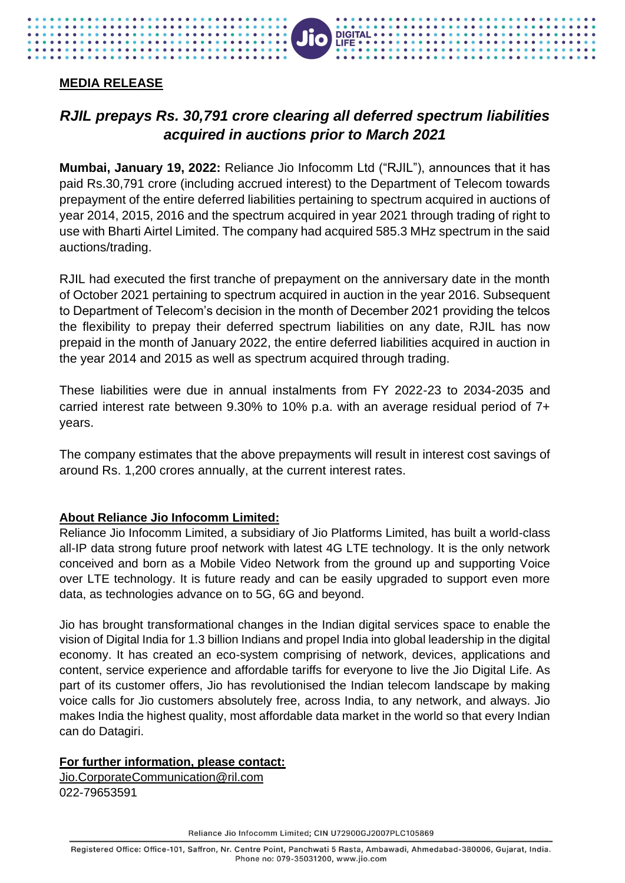**MEDIA RELEASE**

# *RJIL prepays Rs. 30,791 crore clearing all deferred spectrum liabilities acquired in auctions prior to March 2021*

**Mumbai, January 19, 2022:** Reliance Jio Infocomm Ltd ("RJIL"), announces that it has paid Rs.30,791 crore (including accrued interest) to the Department of Telecom towards prepayment of the entire deferred liabilities pertaining to spectrum acquired in auctions of year 2014, 2015, 2016 and the spectrum acquired in year 2021 through trading of right to use with Bharti Airtel Limited. The company had acquired 585.3 MHz spectrum in the said auctions/trading.

RJIL had executed the first tranche of prepayment on the anniversary date in the month of October 2021 pertaining to spectrum acquired in auction in the year 2016. Subsequent to Department of Telecom's decision in the month of December 2021 providing the telcos the flexibility to prepay their deferred spectrum liabilities on any date, RJIL has now prepaid in the month of January 2022, the entire deferred liabilities acquired in auction in the year 2014 and 2015 as well as spectrum acquired through trading.

These liabilities were due in annual instalments from FY 2022-23 to 2034-2035 and carried interest rate between 9.30% to 10% p.a. with an average residual period of 7+ years.

The company estimates that the above prepayments will result in interest cost savings of around Rs. 1,200 crores annually, at the current interest rates.

**About Reliance Jio Infocomm Limited:**

Reliance Jio Infocomm Limited, a subsidiary of Jio Platforms Limited, has built a world-class all-IP data strong future proof network with latest 4G LTE technology. It is the only network conceived and born as a Mobile Video Network from the ground up and supporting Voice over LTE technology. It is future ready and can be easily upgraded to support even more data, as technologies advance on to 5G, 6G and beyond.

Jio has brought transformational changes in the Indian digital services space to enable the vision of Digital India for 1.3 billion Indians and propel India into global leadership in the digital economy. It has created an eco-system comprising of network, devices, applications and content, service experience and affordable tariffs for everyone to live the Jio Digital Life. As part of its customer offers, Jio has revolutionised the Indian telecom landscape by making voice calls for Jio customers absolutely free, across India, to any network, and always. Jio makes India the highest quality, most affordable data market in the world so that every Indian can do Datagiri.

**For further information, please contact:**

Jio.CorporateCommunication@ril.com

022-79653591

Reliance Jio Infocomm Limited; CIN U72900GJ2007PLC105869

Registered Office: Office-101, Saffron, Nr. Centre Point, Panchwati 5 Rasta, Ambawadi, Ahmedabad-380006, Gujarat, India. Phone no: 079-35031200, www.jio.com